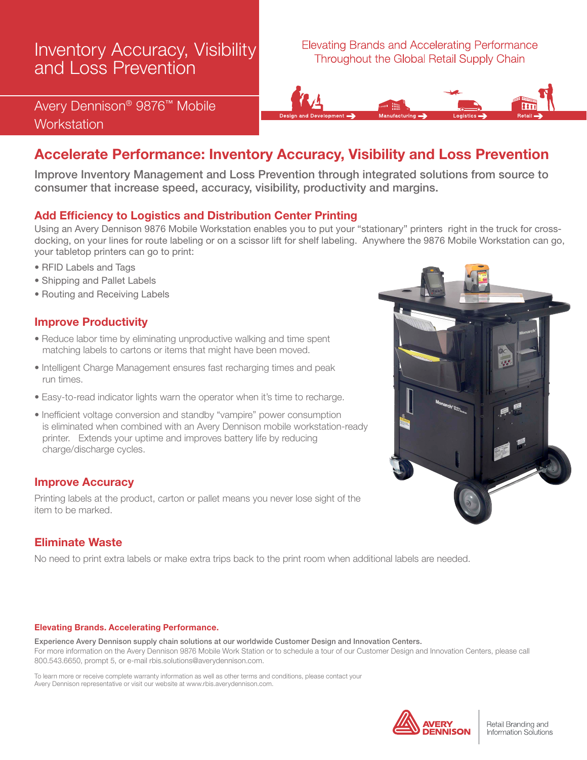# Inventory Accuracy, Visibility and Loss Prevention

Avery Dennison® 9876™ Mobile Workstation

Elevating Brands and Accelerating Performance Throughout the Global Retail Supply Chain

Design and Development → Manufacturing → Logistics → Retail →

## Accelerate Performance: Inventory Accuracy, Visibility and Loss Prevention

**Improve Inventory Management and Loss Prevention through integrated solutions from source to consumer that increase speed, accuracy, visibility, productivity and margins.**

### Add Efficiency to Logistics and Distribution Center Printing

Using an Avery Dennison 9876 Mobile Workstation enables you to put your "stationary" printers right in the truck for cross-docking, on your lines for route labeling or on a scissor lift for shelf labeling. Anywhere the 9876 Mobile Workstation can go, your tabletop printers can go to print:

- RFID Labels and Tags
- Shipping and Pallet Labels
- Routing and Receiving Labels

### Improve Productivity

- Reduce labor time by eliminating unproductive walking and time spent matching labels to cartons or items that might have been moved.
- Intelligent Charge Management ensures fast recharging times and peak run times.
- Easy-to-read indicator lights warn the operator when it's time to recharge.
- Inefficient voltage conversion and standby "vampire" power consumption is eliminated when combined with an Avery Dennison mobile workstation-ready printer. Extends your uptime and improves battery life by reducing charge/discharge cycles.

### Improve Accuracy

Printing labels at the product, carton or pallet means you never lose sight of the item to be marked.

### Eliminate Waste

No need to print extra labels or make extra trips back to the print room when additional labels are needed.

**Elevating Brands. Accelerating Performance.**

**Experience Avery Dennison supply chain solutions at our worldwide Customer Design and Innovation Centers.**
For more information on the Avery Dennison 9876 Mobile Work Station or to schedule a tour of our Customer Design and Innovation Centers, please call 800.543.6650, prompt 5, or e-mail rbis.solutions@averydennison.com.

To learn more or receive complete warranty information as well as other terms and conditions, please contact your Avery Dennison representative or visit our website at www.rbis.averydennison.com.

AVERY DENNISON | Retail Branding and Information Solutions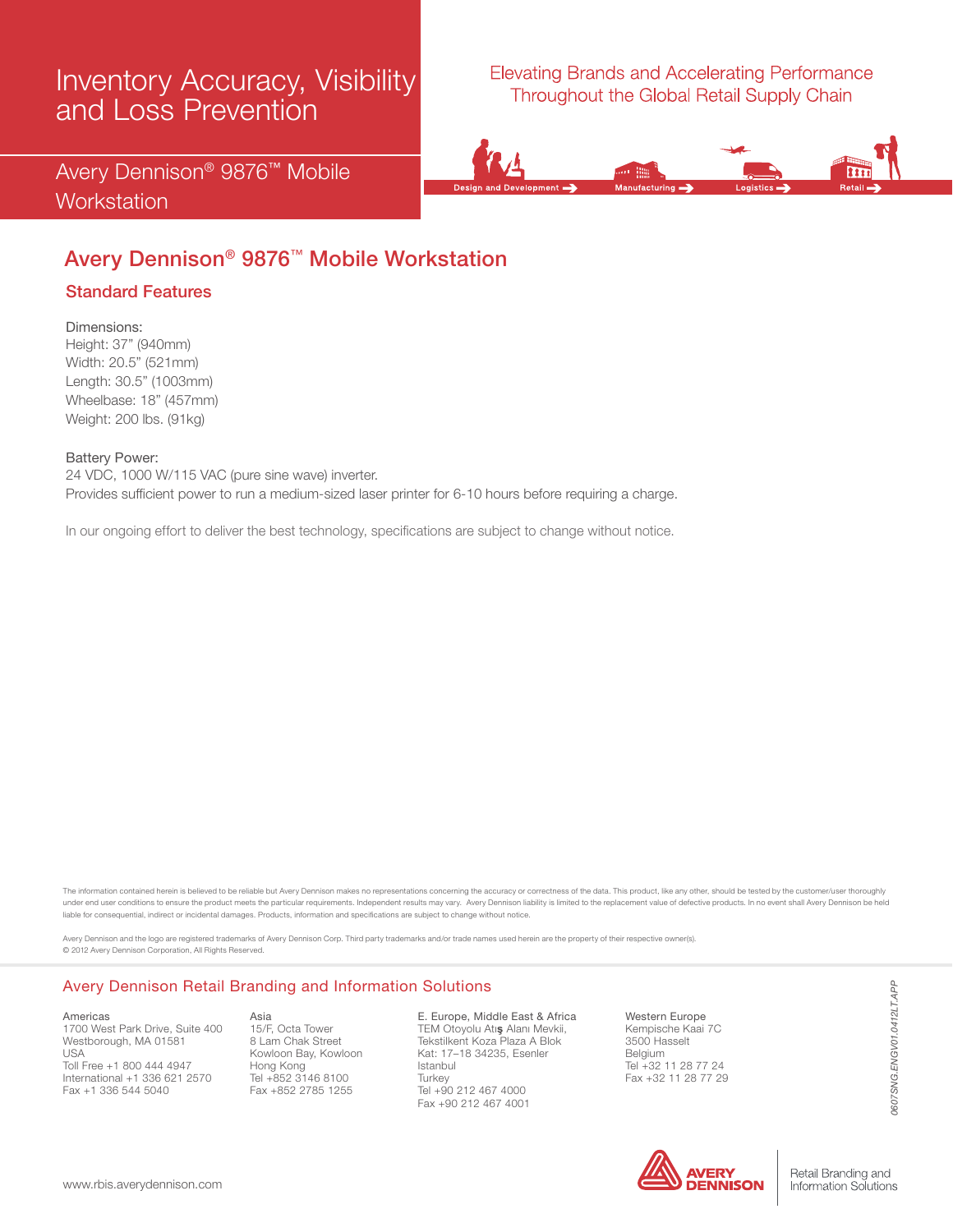# Inventory Accuracy, Visibility and Loss Prevention

Avery Dennison® 9876™ Mobile Workstation

Elevating Brands and Accelerating Performance Throughout the Global Retail Supply Chain

Design and Development → Manufacturing → Logistics → Retail →

## Avery Dennison® 9876™ Mobile Workstation

### Standard Features

Dimensions:
Height: 37" (940mm)
Width: 20.5" (521mm)
Length: 30.5" (1003mm)
Wheelbase: 18" (457mm)
Weight: 200 lbs. (91kg)

Battery Power:
24 VDC, 1000 W/115 VAC (pure sine wave) inverter.
Provides sufficient power to run a medium-sized laser printer for 6-10 hours before requiring a charge.

In our ongoing effort to deliver the best technology, specifications are subject to change without notice.

The information contained herein is believed to be reliable but Avery Dennison makes no representations concerning the accuracy or correctness of the data. This product, like any other, should be tested by the customer/user thoroughly under end user conditions to ensure the product meets the particular requirements. Independent results may vary. Avery Dennison liability is limited to the replacement value of defective products. In no event shall Avery Dennison be held liable for consequential, indirect or incidental damages. Products, information and specifications are subject to change without notice.

Avery Dennison and the logo are registered trademarks of Avery Dennison Corp. Third party trademarks and/or trade names used herein are the property of their respective owner(s).
© 2012 Avery Dennison Corporation, All Rights Reserved.

## Avery Dennison Retail Branding and Information Solutions

Americas
1700 West Park Drive, Suite 400
Westborough, MA 01581
USA
Toll Free +1 800 444 4947
International +1 336 621 2570
Fax +1 336 544 5040

Asia
15/F, Octa Tower
8 Lam Chak Street
Kowloon Bay, Kowloon
Hong Kong
Tel +852 3146 8100
Fax +852 2785 1255

E. Europe, Middle East & Africa
TEM Otoyolu Atış Alanı Mevkii,
Tekstilkent Koza Plaza A Blok
Kat: 17–18 34235, Esenler
Istanbul
Turkey
Tel +90 212 467 4000
Fax +90 212 467 4001

Western Europe
Kempische Kaai 7C
3500 Hasselt
Belgium
Tel +32 11 28 77 24
Fax +32 11 28 77 29

0607SNG.ENGV01.0412LT.APP

www.rbis.averydennison.com

AVERY DENNISON | Retail Branding and Information Solutions